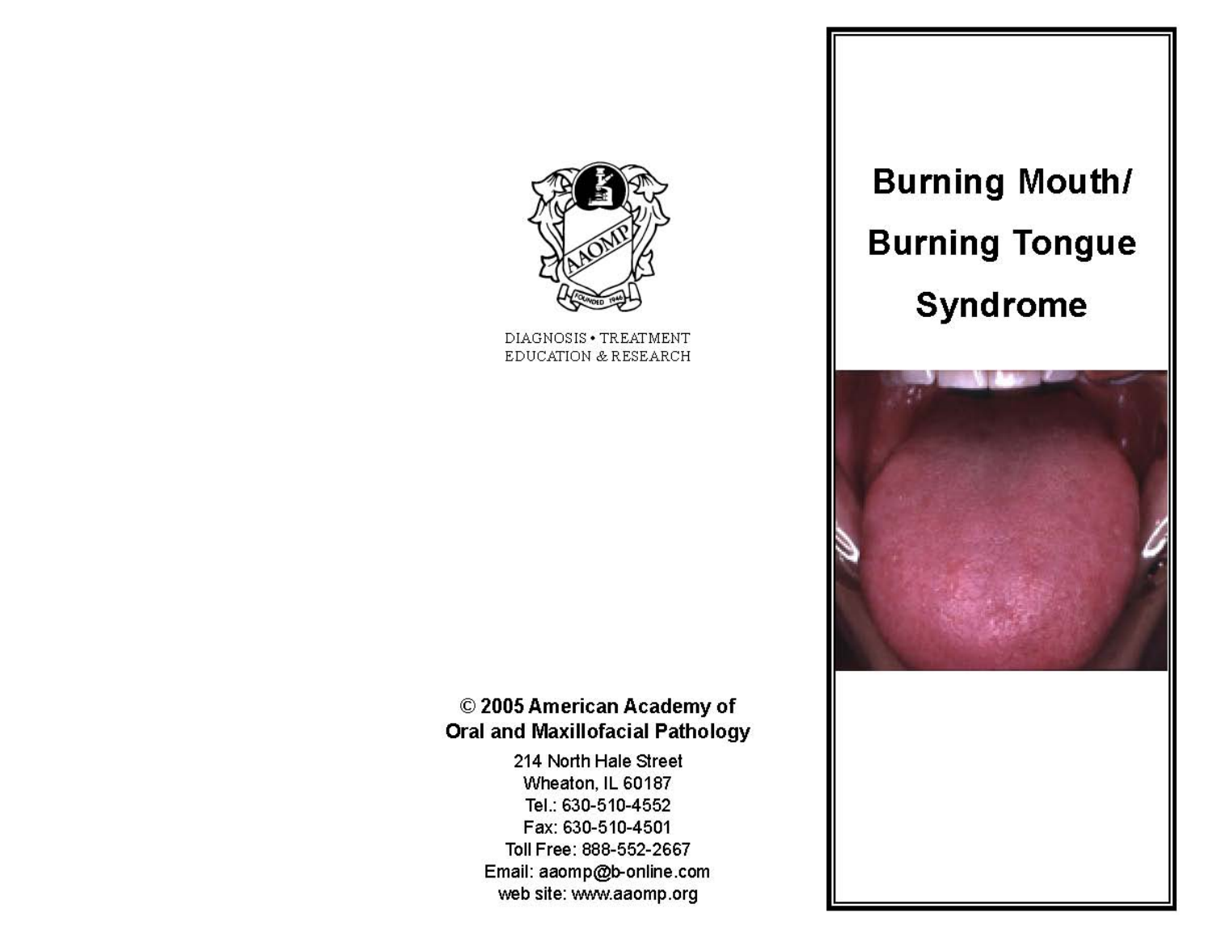DIAGNOSIS • TREATMENT
EDUCATION & RESEARCH

**© 2005 American Academy of Oral and Maxillofacial Pathology**

214 North Hale Street
Wheaton, IL 60187
Tel.: 630-510-4552
Fax: 630-510-4501
Toll Free: 888-552-2667
Email: aaomp@b-online.com
web site: www.aaomp.org

# Burning Mouth/ Burning Tongue Syndrome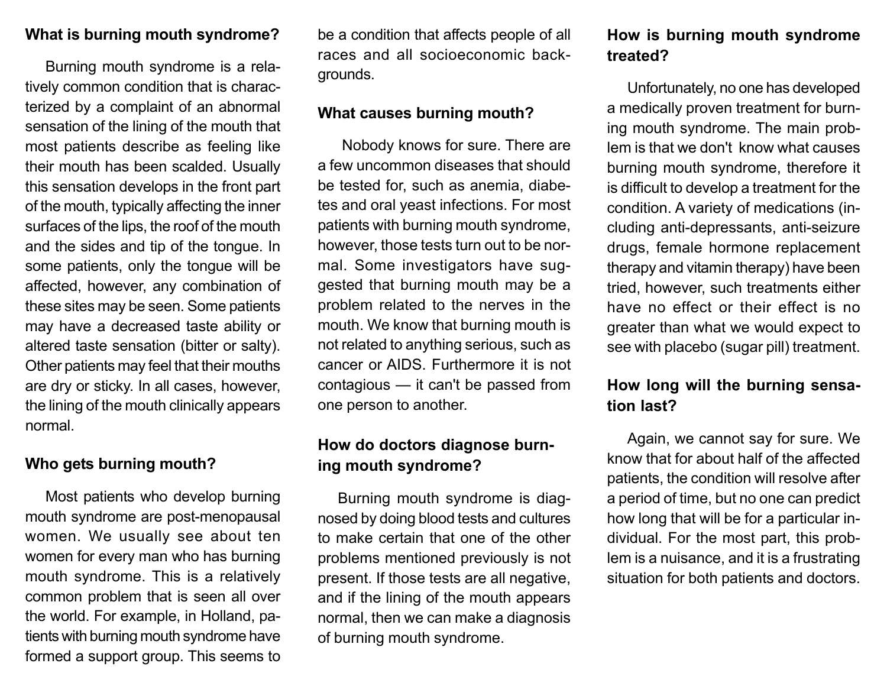## What is burning mouth syndrome?

Burning mouth syndrome is a relatively common condition that is characterized by a complaint of an abnormal sensation of the lining of the mouth that most patients describe as feeling like their mouth has been scalded. Usually this sensation develops in the front part of the mouth, typically affecting the inner surfaces of the lips, the roof of the mouth and the sides and tip of the tongue. In some patients, only the tongue will be affected, however, any combination of these sites may be seen. Some patients may have a decreased taste ability or altered taste sensation (bitter or salty). Other patients may feel that their mouths are dry or sticky. In all cases, however, the lining of the mouth clinically appears normal.

## Who gets burning mouth?

Most patients who develop burning mouth syndrome are post-menopausal women. We usually see about ten women for every man who has burning mouth syndrome. This is a relatively common problem that is seen all over the world. For example, in Holland, patients with burning mouth syndrome have formed a support group. This seems to be a condition that affects people of all races and all socioeconomic backgrounds.

## What causes burning mouth?

Nobody knows for sure. There are a few uncommon diseases that should be tested for, such as anemia, diabetes and oral yeast infections. For most patients with burning mouth syndrome, however, those tests turn out to be normal. Some investigators have suggested that burning mouth may be a problem related to the nerves in the mouth. We know that burning mouth is not related to anything serious, such as cancer or AIDS. Furthermore it is not contagious — it can't be passed from one person to another.

## How do doctors diagnose burning mouth syndrome?

Burning mouth syndrome is diagnosed by doing blood tests and cultures to make certain that one of the other problems mentioned previously is not present. If those tests are all negative, and if the lining of the mouth appears normal, then we can make a diagnosis of burning mouth syndrome.

## How is burning mouth syndrome treated?

Unfortunately, no one has developed a medically proven treatment for burning mouth syndrome. The main problem is that we don't know what causes burning mouth syndrome, therefore it is difficult to develop a treatment for the condition. A variety of medications (including anti-depressants, anti-seizure drugs, female hormone replacement therapy and vitamin therapy) have been tried, however, such treatments either have no effect or their effect is no greater than what we would expect to see with placebo (sugar pill) treatment.

## How long will the burning sensation last?

Again, we cannot say for sure. We know that for about half of the affected patients, the condition will resolve after a period of time, but no one can predict how long that will be for a particular individual. For the most part, this problem is a nuisance, and it is a frustrating situation for both patients and doctors.